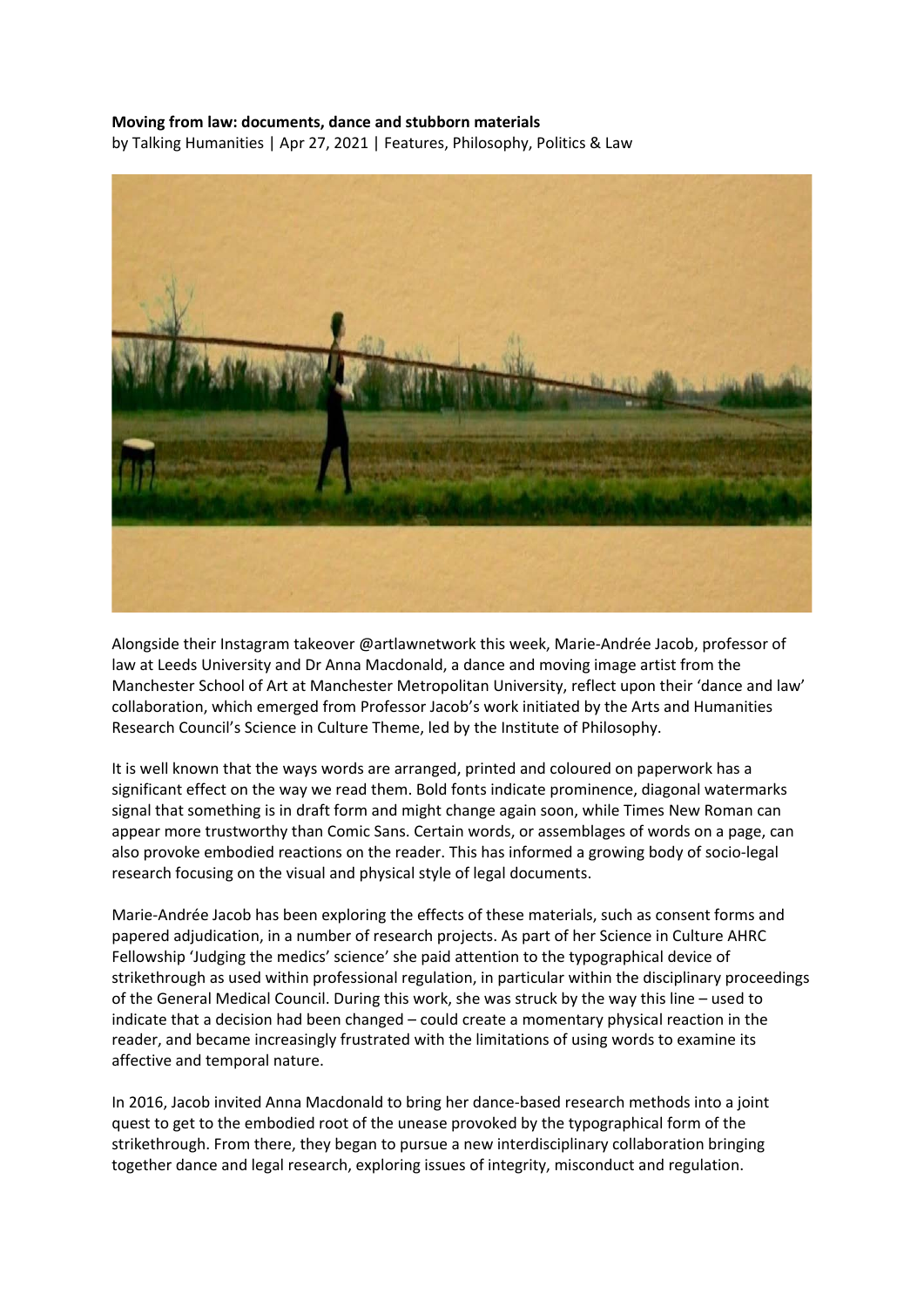**Moving from law: documents, dance and stubborn materials**

by Talking Humanities | Apr 27, 2021 | Features, Philosophy, Politics & Law

Alongside their Instagram takeover @artlawnetwork this week, Marie-Andrée Jacob, professor of law at Leeds University and Dr Anna Macdonald, a dance and moving image artist from the Manchester School of Art at Manchester Metropolitan University, reflect upon their 'dance and law' collaboration, which emerged from Professor Jacob's work initiated by the Arts and Humanities Research Council's Science in Culture Theme, led by the Institute of Philosophy.

It is well known that the ways words are arranged, printed and coloured on paperwork has a significant effect on the way we read them. Bold fonts indicate prominence, diagonal watermarks signal that something is in draft form and might change again soon, while Times New Roman can appear more trustworthy than Comic Sans. Certain words, or assemblages of words on a page, can also provoke embodied reactions on the reader. This has informed a growing body of socio-legal research focusing on the visual and physical style of legal documents.

Marie-Andrée Jacob has been exploring the effects of these materials, such as consent forms and papered adjudication, in a number of research projects. As part of her Science in Culture AHRC Fellowship 'Judging the medics' science' she paid attention to the typographical device of strikethrough as used within professional regulation, in particular within the disciplinary proceedings of the General Medical Council. During this work, she was struck by the way this line – used to indicate that a decision had been changed – could create a momentary physical reaction in the reader, and became increasingly frustrated with the limitations of using words to examine its affective and temporal nature.

In 2016, Jacob invited Anna Macdonald to bring her dance-based research methods into a joint quest to get to the embodied root of the unease provoked by the typographical form of the strikethrough. From there, they began to pursue a new interdisciplinary collaboration bringing together dance and legal research, exploring issues of integrity, misconduct and regulation.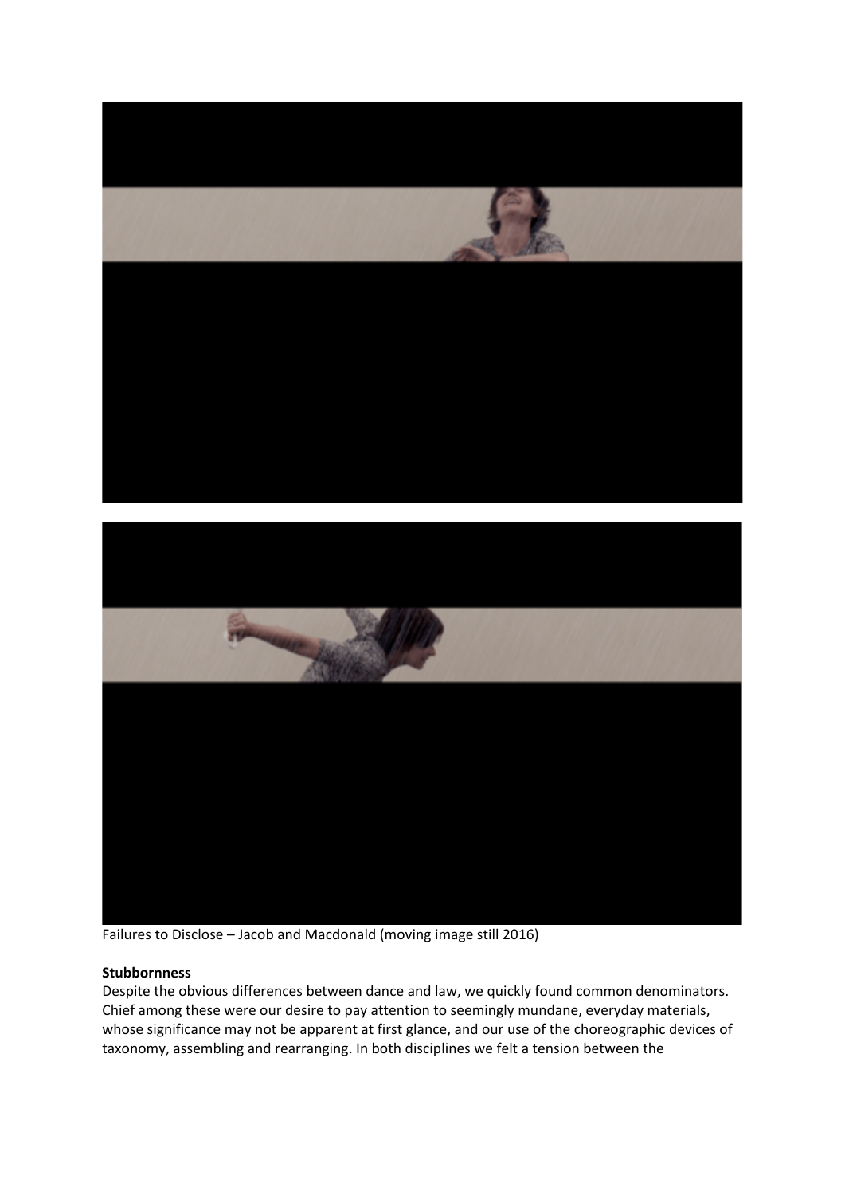Failures to Disclose – Jacob and Macdonald (moving image still 2016)

**Stubbornness**

Despite the obvious differences between dance and law, we quickly found common denominators. Chief among these were our desire to pay attention to seemingly mundane, everyday materials, whose significance may not be apparent at first glance, and our use of the choreographic devices of taxonomy, assembling and rearranging. In both disciplines we felt a tension between the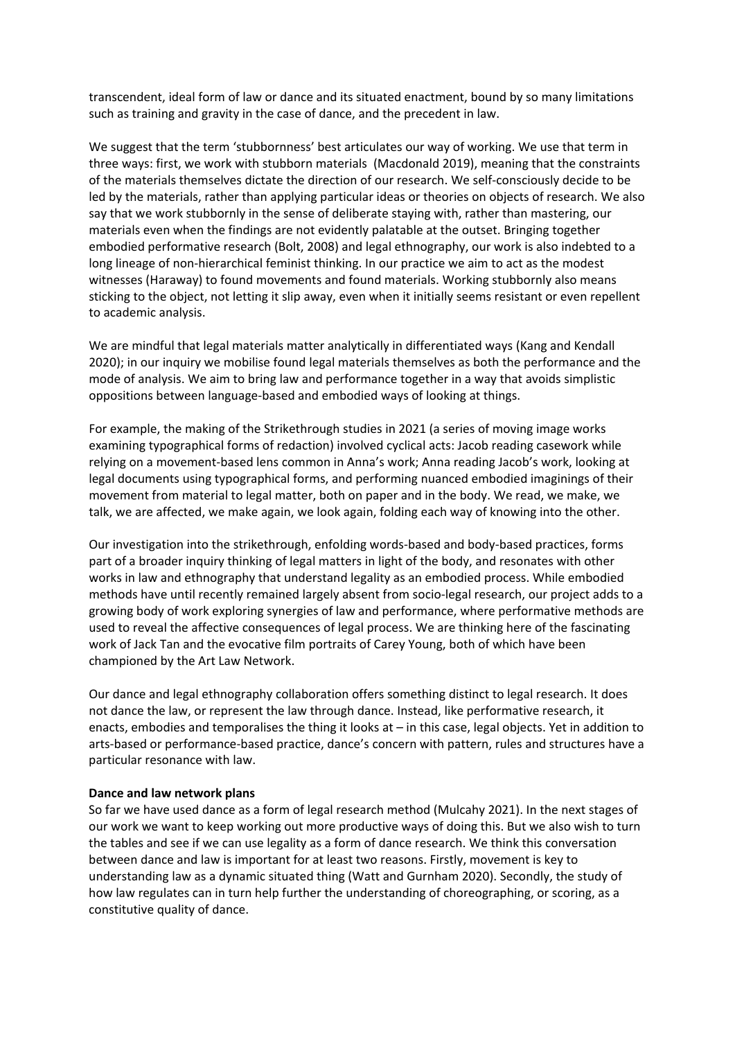transcendent, ideal form of law or dance and its situated enactment, bound by so many limitations such as training and gravity in the case of dance, and the precedent in law.

We suggest that the term 'stubbornness' best articulates our way of working. We use that term in three ways: first, we work with stubborn materials (Macdonald 2019), meaning that the constraints of the materials themselves dictate the direction of our research. We self-consciously decide to be led by the materials, rather than applying particular ideas or theories on objects of research. We also say that we work stubbornly in the sense of deliberate staying with, rather than mastering, our materials even when the findings are not evidently palatable at the outset. Bringing together embodied performative research (Bolt, 2008) and legal ethnography, our work is also indebted to a long lineage of non-hierarchical feminist thinking. In our practice we aim to act as the modest witnesses (Haraway) to found movements and found materials. Working stubbornly also means sticking to the object, not letting it slip away, even when it initially seems resistant or even repellent to academic analysis.

We are mindful that legal materials matter analytically in differentiated ways (Kang and Kendall 2020); in our inquiry we mobilise found legal materials themselves as both the performance and the mode of analysis. We aim to bring law and performance together in a way that avoids simplistic oppositions between language-based and embodied ways of looking at things.

For example, the making of the Strikethrough studies in 2021 (a series of moving image works examining typographical forms of redaction) involved cyclical acts: Jacob reading casework while relying on a movement-based lens common in Anna's work; Anna reading Jacob's work, looking at legal documents using typographical forms, and performing nuanced embodied imaginings of their movement from material to legal matter, both on paper and in the body. We read, we make, we talk, we are affected, we make again, we look again, folding each way of knowing into the other.

Our investigation into the strikethrough, enfolding words-based and body-based practices, forms part of a broader inquiry thinking of legal matters in light of the body, and resonates with other works in law and ethnography that understand legality as an embodied process. While embodied methods have until recently remained largely absent from socio-legal research, our project adds to a growing body of work exploring synergies of law and performance, where performative methods are used to reveal the affective consequences of legal process. We are thinking here of the fascinating work of Jack Tan and the evocative film portraits of Carey Young, both of which have been championed by the Art Law Network.

Our dance and legal ethnography collaboration offers something distinct to legal research. It does not dance the law, or represent the law through dance. Instead, like performative research, it enacts, embodies and temporalises the thing it looks at – in this case, legal objects. Yet in addition to arts-based or performance-based practice, dance's concern with pattern, rules and structures have a particular resonance with law.

**Dance and law network plans**

So far we have used dance as a form of legal research method (Mulcahy 2021). In the next stages of our work we want to keep working out more productive ways of doing this. But we also wish to turn the tables and see if we can use legality as a form of dance research. We think this conversation between dance and law is important for at least two reasons. Firstly, movement is key to understanding law as a dynamic situated thing (Watt and Gurnham 2020). Secondly, the study of how law regulates can in turn help further the understanding of choreographing, or scoring, as a constitutive quality of dance.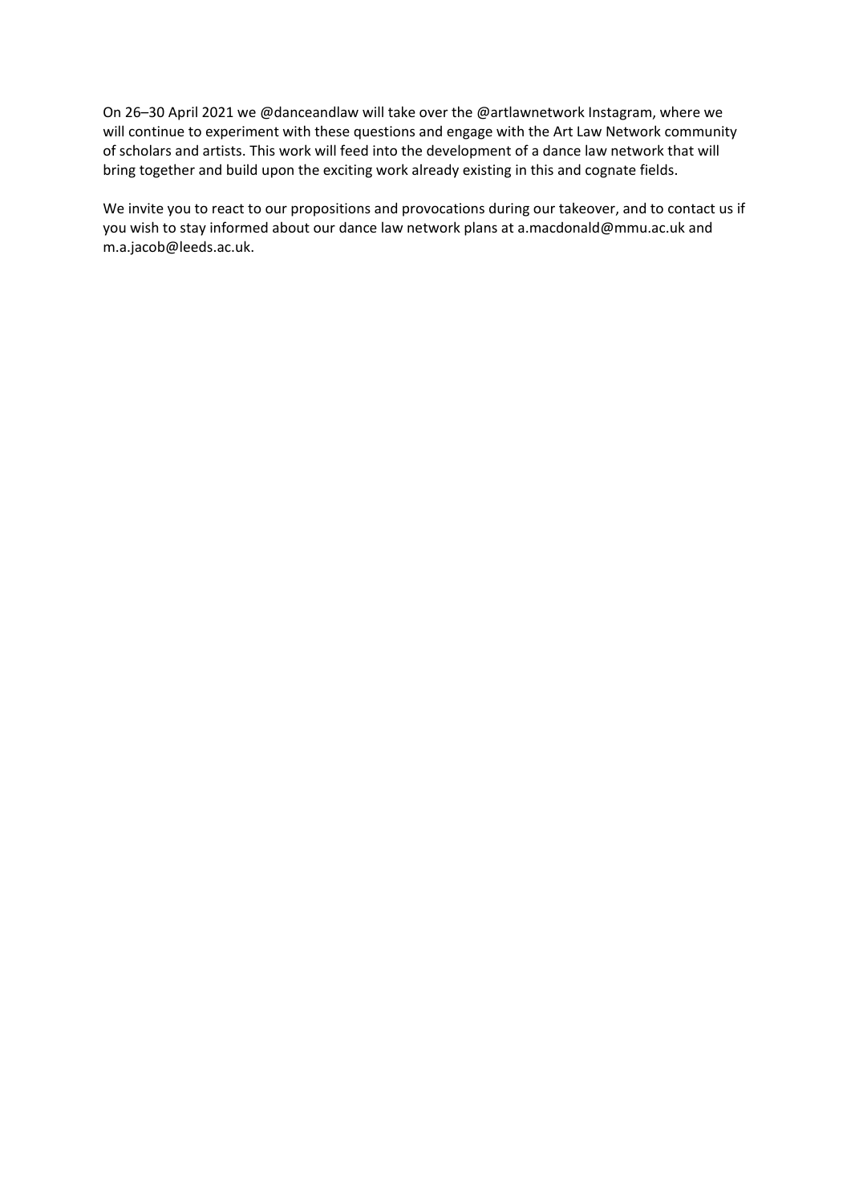On 26–30 April 2021 we @danceandlaw will take over the @artlawnetwork Instagram, where we will continue to experiment with these questions and engage with the Art Law Network community of scholars and artists. This work will feed into the development of a dance law network that will bring together and build upon the exciting work already existing in this and cognate fields.

We invite you to react to our propositions and provocations during our takeover, and to contact us if you wish to stay informed about our dance law network plans at a.macdonald@mmu.ac.uk and m.a.jacob@leeds.ac.uk.